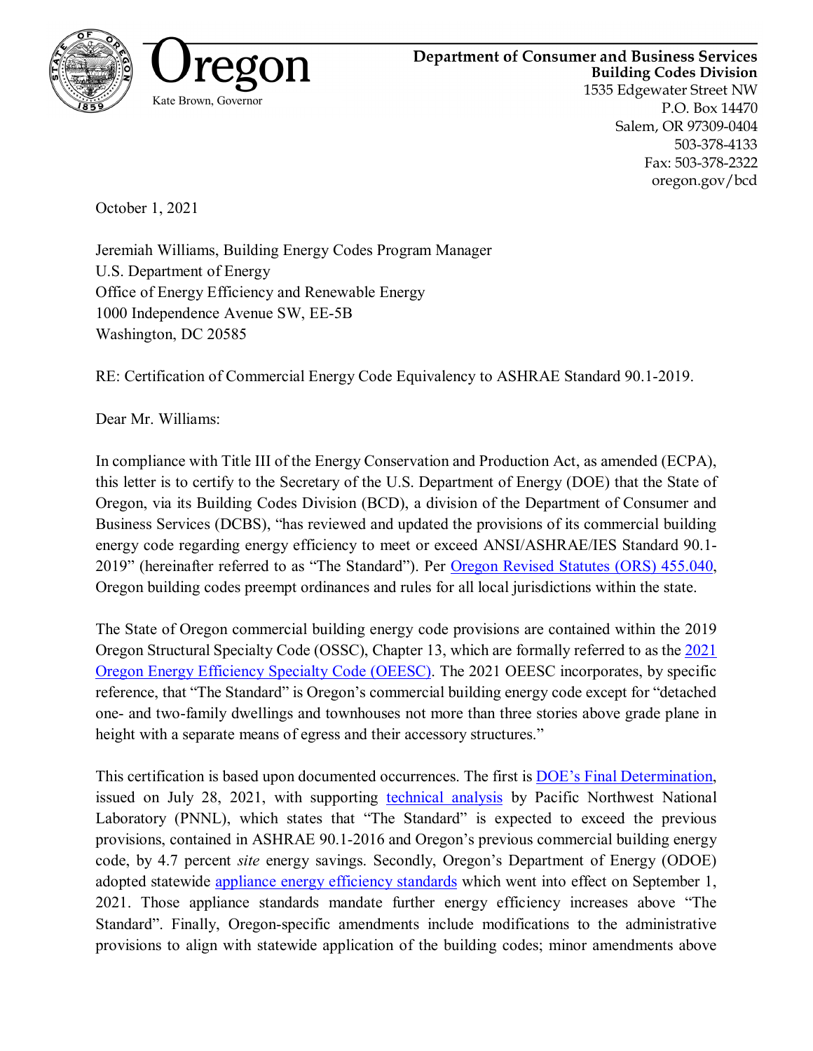Oregon

Kate Brown, Governor

**Department of Consumer and Business Services**
**Building Codes Division**
1535 Edgewater Street NW
P.O. Box 14470
Salem, OR 97309-0404
503-378-4133
Fax: 503-378-2322
oregon.gov/bcd

October 1, 2021

Jeremiah Williams, Building Energy Codes Program Manager
U.S. Department of Energy
Office of Energy Efficiency and Renewable Energy
1000 Independence Avenue SW, EE-5B
Washington, DC 20585

RE: Certification of Commercial Energy Code Equivalency to ASHRAE Standard 90.1-2019.

Dear Mr. Williams:

In compliance with Title III of the Energy Conservation and Production Act, as amended (ECPA), this letter is to certify to the Secretary of the U.S. Department of Energy (DOE) that the State of Oregon, via its Building Codes Division (BCD), a division of the Department of Consumer and Business Services (DCBS), "has reviewed and updated the provisions of its commercial building energy code regarding energy efficiency to meet or exceed ANSI/ASHRAE/IES Standard 90.1-2019" (hereinafter referred to as "The Standard"). Per Oregon Revised Statutes (ORS) 455.040, Oregon building codes preempt ordinances and rules for all local jurisdictions within the state.

The State of Oregon commercial building energy code provisions are contained within the 2019 Oregon Structural Specialty Code (OSSC), Chapter 13, which are formally referred to as the 2021 Oregon Energy Efficiency Specialty Code (OEESC). The 2021 OEESC incorporates, by specific reference, that "The Standard" is Oregon's commercial building energy code except for "detached one- and two-family dwellings and townhouses not more than three stories above grade plane in height with a separate means of egress and their accessory structures."

This certification is based upon documented occurrences. The first is DOE's Final Determination, issued on July 28, 2021, with supporting technical analysis by Pacific Northwest National Laboratory (PNNL), which states that "The Standard" is expected to exceed the previous provisions, contained in ASHRAE 90.1-2016 and Oregon's previous commercial building energy code, by 4.7 percent *site* energy savings. Secondly, Oregon's Department of Energy (ODOE) adopted statewide appliance energy efficiency standards which went into effect on September 1, 2021. Those appliance standards mandate further energy efficiency increases above "The Standard". Finally, Oregon-specific amendments include modifications to the administrative provisions to align with statewide application of the building codes; minor amendments above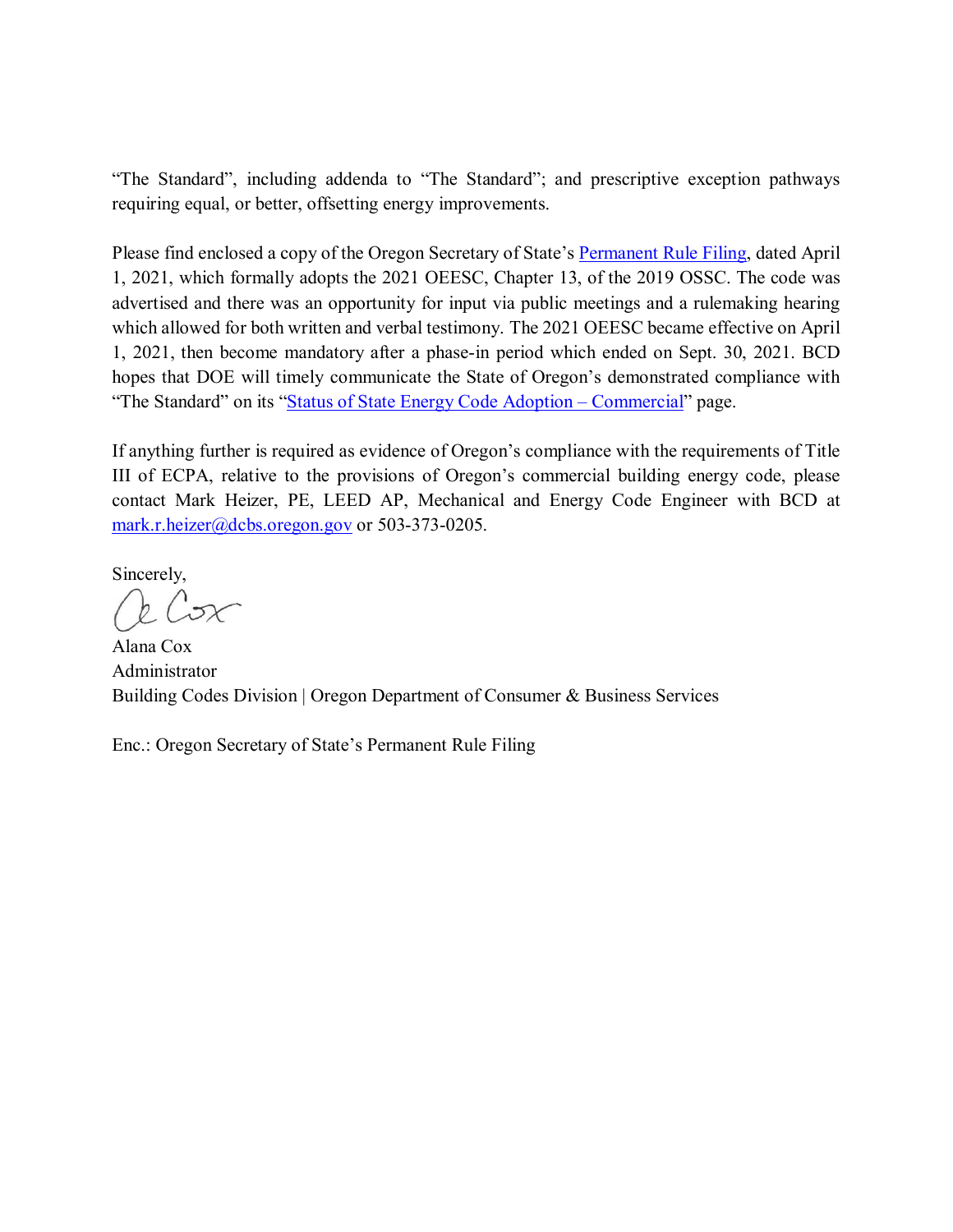"The Standard", including addenda to "The Standard"; and prescriptive exception pathways requiring equal, or better, offsetting energy improvements.

Please find enclosed a copy of the Oregon Secretary of State's Permanent Rule Filing, dated April 1, 2021, which formally adopts the 2021 OEESC, Chapter 13, of the 2019 OSSC. The code was advertised and there was an opportunity for input via public meetings and a rulemaking hearing which allowed for both written and verbal testimony. The 2021 OEESC became effective on April 1, 2021, then become mandatory after a phase-in period which ended on Sept. 30, 2021. BCD hopes that DOE will timely communicate the State of Oregon's demonstrated compliance with "The Standard" on its "Status of State Energy Code Adoption – Commercial" page.

If anything further is required as evidence of Oregon's compliance with the requirements of Title III of ECPA, relative to the provisions of Oregon's commercial building energy code, please contact Mark Heizer, PE, LEED AP, Mechanical and Energy Code Engineer with BCD at mark.r.heizer@dcbs.oregon.gov or 503-373-0205.

Sincerely,

Alana Cox
Administrator
Building Codes Division | Oregon Department of Consumer & Business Services

Enc.: Oregon Secretary of State's Permanent Rule Filing